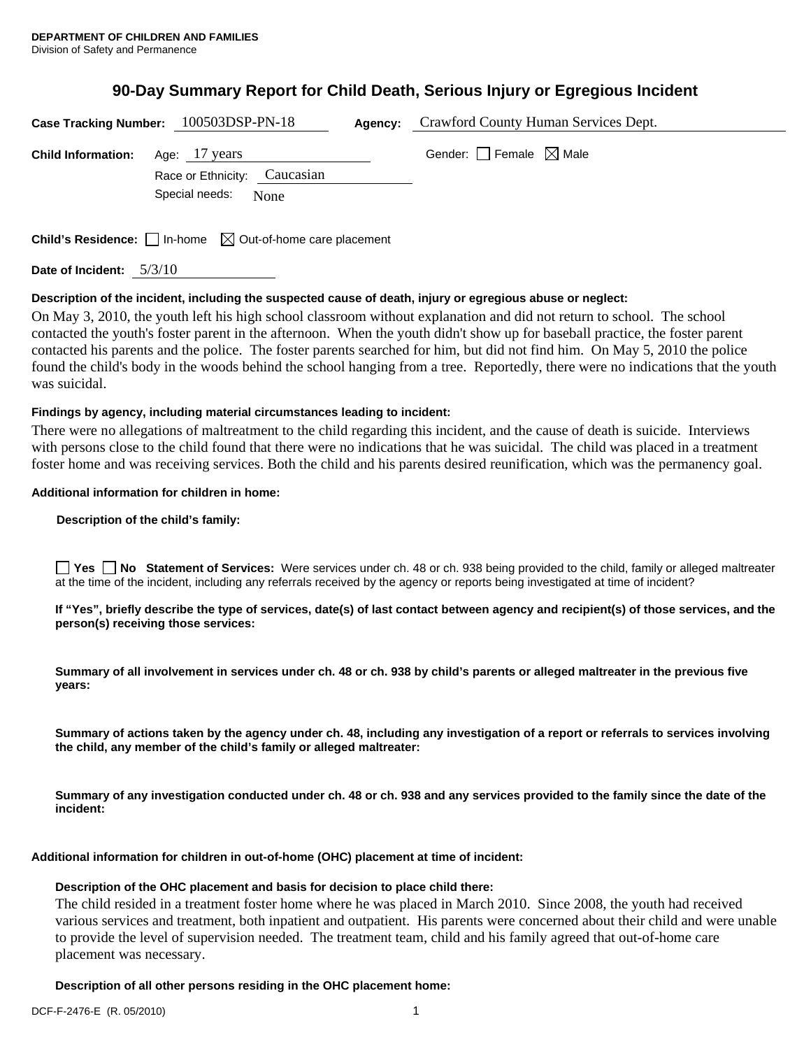**DEPARTMENT OF CHILDREN AND FAMILIES**
Division of Safety and Permanence

# 90-Day Summary Report for Child Death, Serious Injury or Egregious Incident

**Case Tracking Number:** 100503DSP-PN-18 **Agency:** Crawford County Human Services Dept.

**Child Information:** Age: 17 years Gender: ☐ Female ☒ Male

Race or Ethnicity: Caucasian

Special needs: None

**Child's Residence:** ☐ In-home ☒ Out-of-home care placement

**Date of Incident:** 5/3/10

**Description of the incident, including the suspected cause of death, injury or egregious abuse or neglect:**

On May 3, 2010, the youth left his high school classroom without explanation and did not return to school. The school contacted the youth's foster parent in the afternoon. When the youth didn't show up for baseball practice, the foster parent contacted his parents and the police. The foster parents searched for him, but did not find him. On May 5, 2010 the police found the child's body in the woods behind the school hanging from a tree. Reportedly, there were no indications that the youth was suicidal.

**Findings by agency, including material circumstances leading to incident:**

There were no allegations of maltreatment to the child regarding this incident, and the cause of death is suicide. Interviews with persons close to the child found that there were no indications that he was suicidal. The child was placed in a treatment foster home and was receiving services. Both the child and his parents desired reunification, which was the permanency goal.

**Additional information for children in home:**

**Description of the child's family:**

☐ **Yes** ☐ **No Statement of Services:** Were services under ch. 48 or ch. 938 being provided to the child, family or alleged maltreater at the time of the incident, including any referrals received by the agency or reports being investigated at time of incident?

**If "Yes", briefly describe the type of services, date(s) of last contact between agency and recipient(s) of those services, and the person(s) receiving those services:**

**Summary of all involvement in services under ch. 48 or ch. 938 by child's parents or alleged maltreater in the previous five years:**

**Summary of actions taken by the agency under ch. 48, including any investigation of a report or referrals to services involving the child, any member of the child's family or alleged maltreater:**

**Summary of any investigation conducted under ch. 48 or ch. 938 and any services provided to the family since the date of the incident:**

**Additional information for children in out-of-home (OHC) placement at time of incident:**

**Description of the OHC placement and basis for decision to place child there:**

The child resided in a treatment foster home where he was placed in March 2010. Since 2008, the youth had received various services and treatment, both inpatient and outpatient. His parents were concerned about their child and were unable to provide the level of supervision needed. The treatment team, child and his family agreed that out-of-home care placement was necessary.

**Description of all other persons residing in the OHC placement home:**

DCF-F-2476-E (R. 05/2010)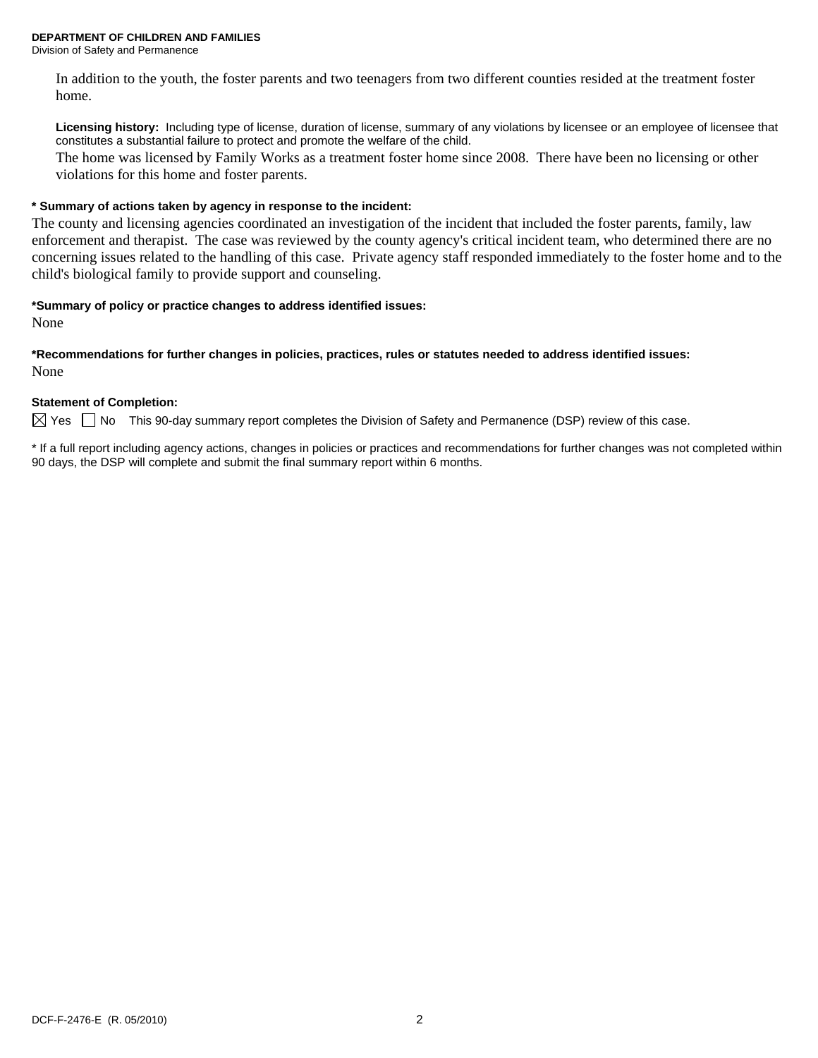In addition to the youth, the foster parents and two teenagers from two different counties resided at the treatment foster home.

**Licensing history:** Including type of license, duration of license, summary of any violations by licensee or an employee of licensee that constitutes a substantial failure to protect and promote the welfare of the child.

The home was licensed by Family Works as a treatment foster home since 2008. There have been no licensing or other violations for this home and foster parents.

**\* Summary of actions taken by agency in response to the incident:**

The county and licensing agencies coordinated an investigation of the incident that included the foster parents, family, law enforcement and therapist. The case was reviewed by the county agency's critical incident team, who determined there are no concerning issues related to the handling of this case. Private agency staff responded immediately to the foster home and to the child's biological family to provide support and counseling.

**\*Summary of policy or practice changes to address identified issues:**

None

**\*Recommendations for further changes in policies, practices, rules or statutes needed to address identified issues:**

None

**Statement of Completion:**

☒ Yes ☐ No This 90-day summary report completes the Division of Safety and Permanence (DSP) review of this case.

\* If a full report including agency actions, changes in policies or practices and recommendations for further changes was not completed within 90 days, the DSP will complete and submit the final summary report within 6 months.